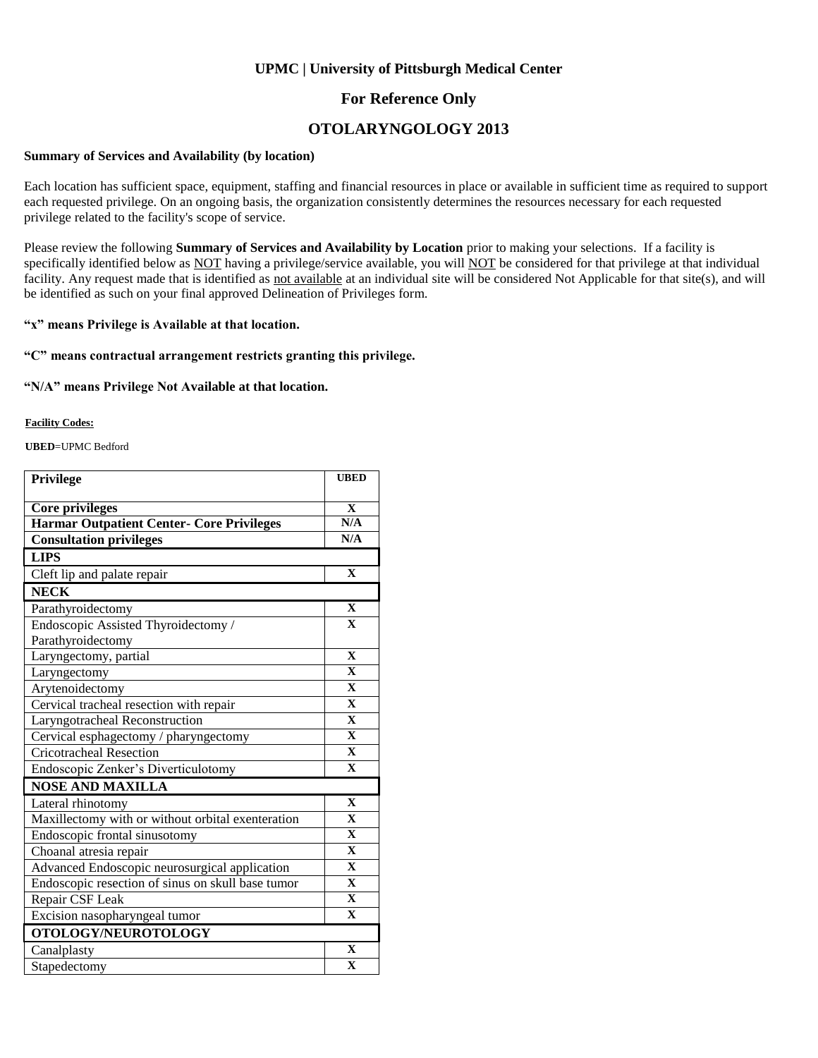**UPMC | University of Pittsburgh Medical Center**

## For Reference Only

## OTOLARYNGOLOGY 2013

**Summary of Services and Availability (by location)**

Each location has sufficient space, equipment, staffing and financial resources in place or available in sufficient time as required to support each requested privilege. On an ongoing basis, the organization consistently determines the resources necessary for each requested privilege related to the facility's scope of service.

Please review the following **Summary of Services and Availability by Location** prior to making your selections. If a facility is specifically identified below as NOT having a privilege/service available, you will NOT be considered for that privilege at that individual facility. Any request made that is identified as not available at an individual site will be considered Not Applicable for that site(s), and will be identified as such on your final approved Delineation of Privileges form.

**"x" means Privilege is Available at that location.**

**"C" means contractual arrangement restricts granting this privilege.**

**"N/A" means Privilege Not Available at that location.**

**Facility Codes:**

**UBED**=UPMC Bedford

| Privilege | UBED |
|---|---|
| **Core privileges** | X |
| **Harmar Outpatient Center- Core Privileges** | N/A |
| **Consultation privileges** | N/A |
| **LIPS** | |
| Cleft lip and palate repair | X |
| **NECK** | |
| Parathyroidectomy | X |
| Endoscopic Assisted Thyroidectomy / Parathyroidectomy | X |
| Laryngectomy, partial | X |
| Laryngectomy | X |
| Arytenoidectomy | X |
| Cervical tracheal resection with repair | X |
| Laryngotracheal Reconstruction | X |
| Cervical esphagectomy / pharyngectomy | X |
| Cricotracheal Resection | X |
| Endoscopic Zenker's Diverticulotomy | X |
| **NOSE AND MAXILLA** | |
| Lateral rhinotomy | X |
| Maxillectomy with or without orbital exenteration | X |
| Endoscopic frontal sinusotomy | X |
| Choanal atresia repair | X |
| Advanced Endoscopic neurosurgical application | X |
| Endoscopic resection of sinus on skull base tumor | X |
| Repair CSF Leak | X |
| Excision nasopharyngeal tumor | X |
| **OTOLOGY/NEUROTOLOGY** | |
| Canalplasty | X |
| Stapedectomy | X |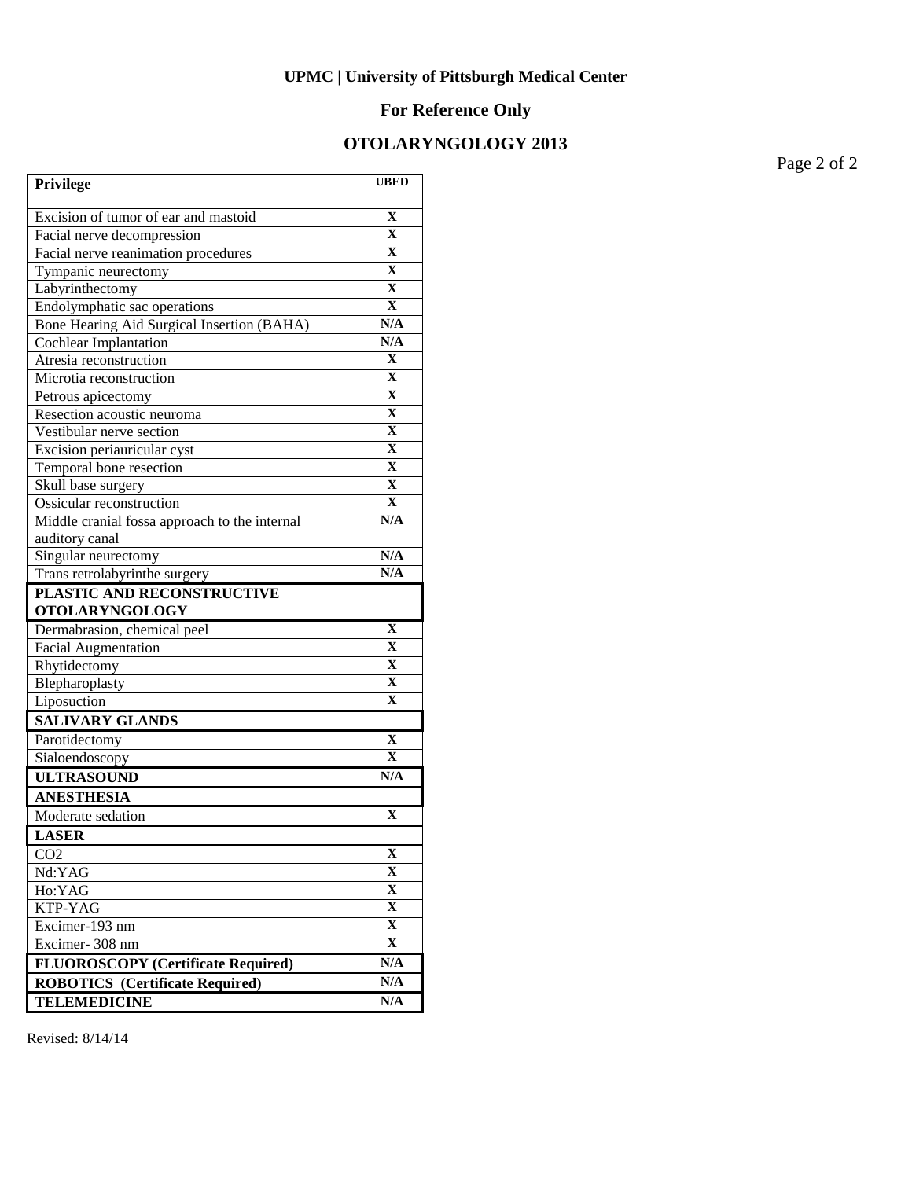**UPMC | University of Pittsburgh Medical Center**

**For Reference Only**

**OTOLARYNGOLOGY 2013**

| Privilege | UBED |
|---|---|
| Excision of tumor of ear and mastoid | X |
| Facial nerve decompression | X |
| Facial nerve reanimation procedures | X |
| Tympanic neurectomy | X |
| Labyrinthectomy | X |
| Endolymphatic sac operations | X |
| Bone Hearing Aid Surgical Insertion (BAHA) | N/A |
| Cochlear Implantation | N/A |
| Atresia reconstruction | X |
| Microtia reconstruction | X |
| Petrous apicectomy | X |
| Resection acoustic neuroma | X |
| Vestibular nerve section | X |
| Excision periauricular cyst | X |
| Temporal bone resection | X |
| Skull base surgery | X |
| Ossicular reconstruction | X |
| Middle cranial fossa approach to the internal auditory canal | N/A |
| Singular neurectomy | N/A |
| Trans retrolabyrinthe surgery | N/A |
| **PLASTIC AND RECONSTRUCTIVE OTOLARYNGOLOGY** | |
| Dermabrasion, chemical peel | X |
| Facial Augmentation | X |
| Rhytidectomy | X |
| Blepharoplasty | X |
| Liposuction | X |
| **SALIVARY GLANDS** | |
| Parotidectomy | X |
| Sialoendoscopy | X |
| **ULTRASOUND** | N/A |
| **ANESTHESIA** | |
| Moderate sedation | X |
| **LASER** | |
| CO2 | X |
| Nd:YAG | X |
| Ho:YAG | X |
| KTP-YAG | X |
| Excimer-193 nm | X |
| Excimer- 308 nm | X |
| **FLUOROSCOPY (Certificate Required)** | N/A |
| **ROBOTICS (Certificate Required)** | N/A |
| **TELEMEDICINE** | N/A |

Revised: 8/14/14